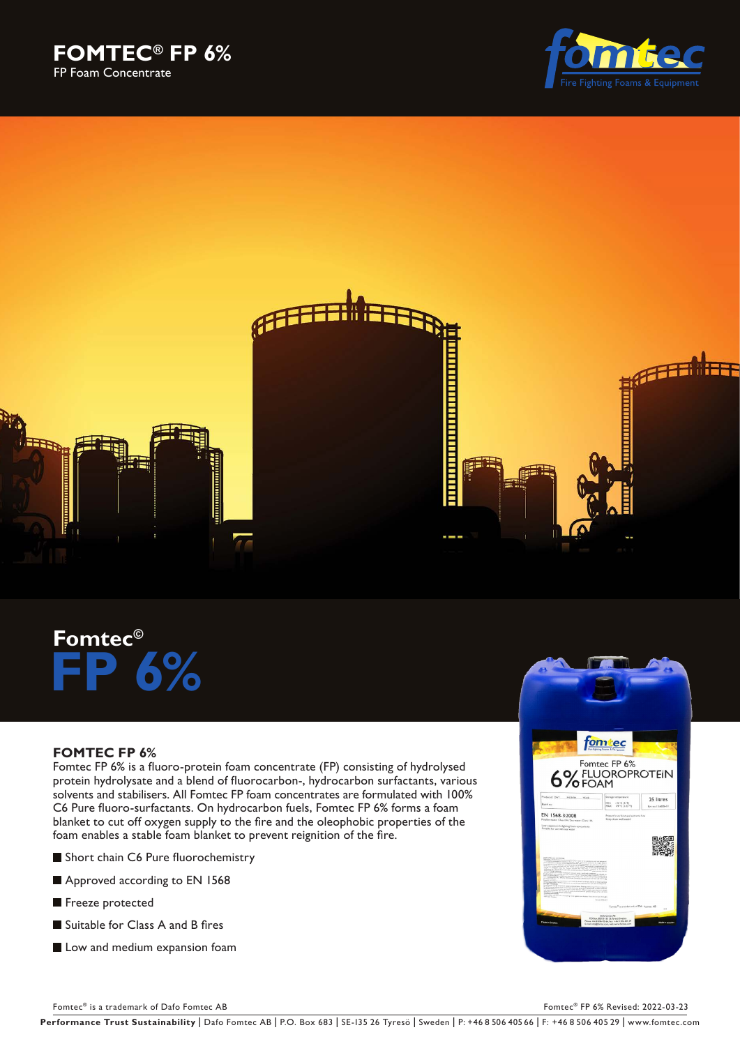# FOMTEC® FP 6%

FP Foam Concentrate

## Fomtec©
## FP 6%

### FOMTEC FP 6%

Fomtec FP 6% is a fluoro-protein foam concentrate (FP) consisting of hydrolysed protein hydrolysate and a blend of fluorocarbon-, hydrocarbon surfactants, various solvents and stabilisers. All Fomtec FP foam concentrates are formulated with 100% C6 Pure fluoro-surfactants. On hydrocarbon fuels, Fomtec FP 6% forms a foam blanket to cut off oxygen supply to the fire and the oleophobic properties of the foam enables a stable foam blanket to prevent reignition of the fire.

- Short chain C6 Pure fluorochemistry
- Approved according to EN 1568
- Freeze protected
- Suitable for Class A and B fires
- Low and medium expansion foam

Fomtec® is a trademark of Dafo Fomtec AB

Fomtec® FP 6% Revised: 2022-03-23

**Performance Trust Sustainability** | Dafo Fomtec AB | P.O. Box 683 | SE-135 26 Tyresö | Sweden | P: +46 8 506 405 66 | F: +46 8 506 405 29 | www.fomtec.com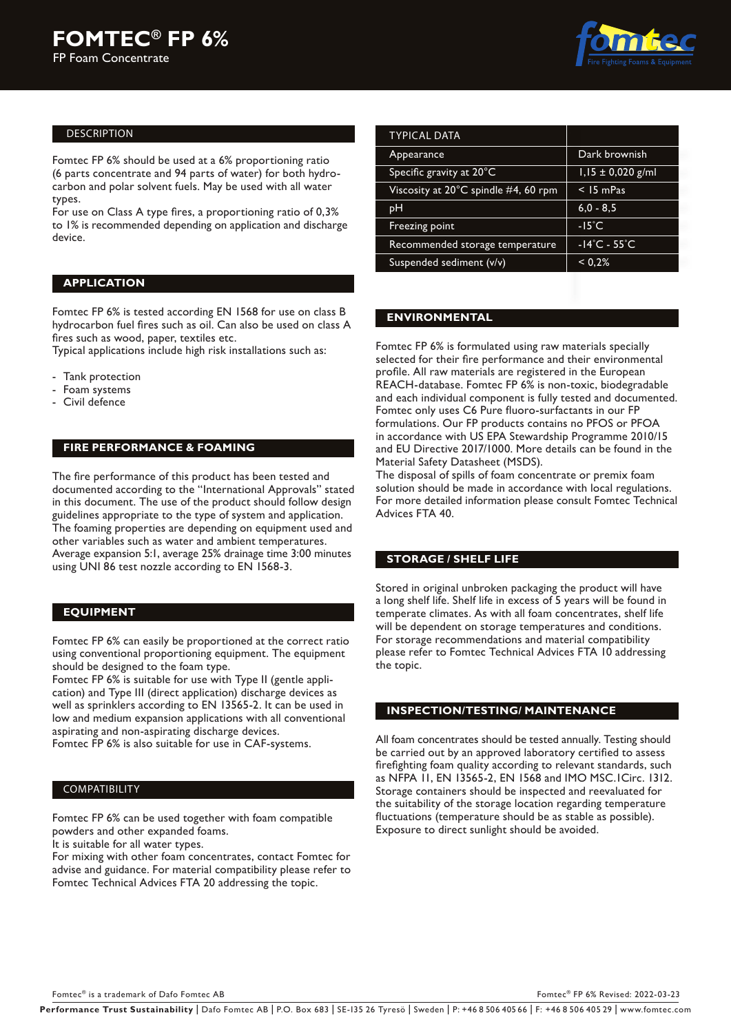# FOMTEC® FP 6%

FP Foam Concentrate

## DESCRIPTION

Fomtec FP 6% should be used at a 6% proportioning ratio (6 parts concentrate and 94 parts of water) for both hydrocarbon and polar solvent fuels. May be used with all water types.
For use on Class A type fires, a proportioning ratio of 0,3% to 1% is recommended depending on application and discharge device.

## APPLICATION

Fomtec FP 6% is tested according EN 1568 for use on class B hydrocarbon fuel fires such as oil. Can also be used on class A fires such as wood, paper, textiles etc.
Typical applications include high risk installations such as:

- Tank protection
- Foam systems
- Civil defence

## FIRE PERFORMANCE & FOAMING

The fire performance of this product has been tested and documented according to the "International Approvals" stated in this document. The use of the product should follow design guidelines appropriate to the type of system and application. The foaming properties are depending on equipment used and other variables such as water and ambient temperatures. Average expansion 5:1, average 25% drainage time 3:00 minutes using UNI 86 test nozzle according to EN 1568-3.

## EQUIPMENT

Fomtec FP 6% can easily be proportioned at the correct ratio using conventional proportioning equipment. The equipment should be designed to the foam type.
Fomtec FP 6% is suitable for use with Type II (gentle application) and Type III (direct application) discharge devices as well as sprinklers according to EN 13565-2. It can be used in low and medium expansion applications with all conventional aspirating and non-aspirating discharge devices.
Fomtec FP 6% is also suitable for use in CAF-systems.

## COMPATIBILITY

Fomtec FP 6% can be used together with foam compatible powders and other expanded foams.
It is suitable for all water types.
For mixing with other foam concentrates, contact Fomtec for advise and guidance. For material compatibility please refer to Fomtec Technical Advices FTA 20 addressing the topic.

| TYPICAL DATA | |
|---|---|
| Appearance | Dark brownish |
| Specific gravity at 20°C | 1,15 ± 0,020 g/ml |
| Viscosity at 20°C spindle #4, 60 rpm | < 15 mPas |
| pH | 6,0 - 8,5 |
| Freezing point | -15°C |
| Recommended storage temperature | -14°C - 55°C |
| Suspended sediment (v/v) | < 0,2% |

## ENVIRONMENTAL

Fomtec FP 6% is formulated using raw materials specially selected for their fire performance and their environmental profile. All raw materials are registered in the European REACH-database. Fomtec FP 6% is non-toxic, biodegradable and each individual component is fully tested and documented. Fomtec only uses C6 Pure fluoro-surfactants in our FP formulations. Our FP products contains no PFOS or PFOA in accordance with US EPA Stewardship Programme 2010/15 and EU Directive 2017/1000. More details can be found in the Material Safety Datasheet (MSDS).
The disposal of spills of foam concentrate or premix foam solution should be made in accordance with local regulations. For more detailed information please consult Fomtec Technical Advices FTA 40.

## STORAGE / SHELF LIFE

Stored in original unbroken packaging the product will have a long shelf life. Shelf life in excess of 5 years will be found in temperate climates. As with all foam concentrates, shelf life will be dependent on storage temperatures and conditions. For storage recommendations and material compatibility please refer to Fomtec Technical Advices FTA 10 addressing the topic.

## INSPECTION/TESTING/ MAINTENANCE

All foam concentrates should be tested annually. Testing should be carried out by an approved laboratory certified to assess firefighting foam quality according to relevant standards, such as NFPA 11, EN 13565-2, EN 1568 and IMO MSC.1Circ. 1312. Storage containers should be inspected and reevaluated for the suitability of the storage location regarding temperature fluctuations (temperature should be as stable as possible). Exposure to direct sunlight should be avoided.

Fomtec® is a trademark of Dafo Fomtec AB

Fomtec® FP 6% Revised: 2022-03-23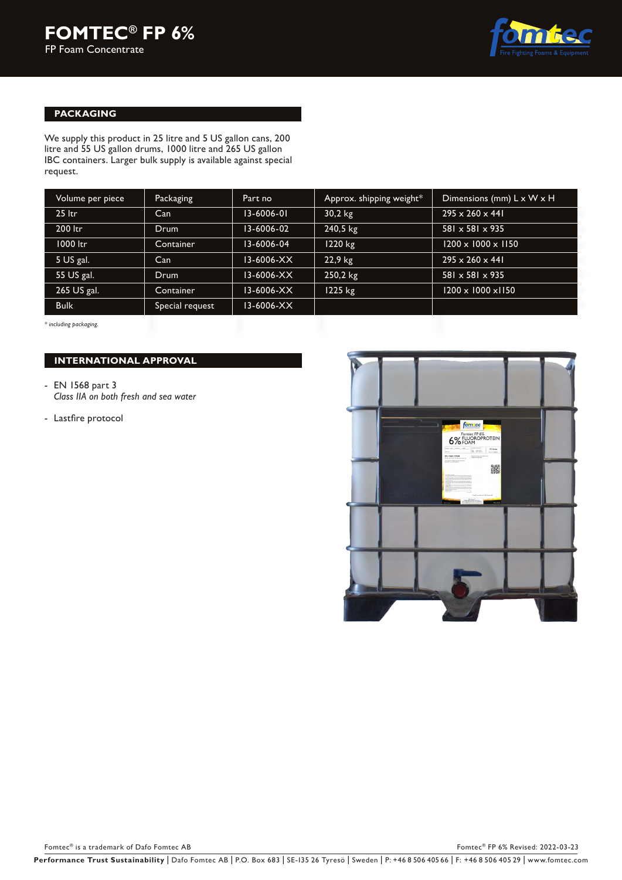# FOMTEC® FP 6%

FP Foam Concentrate

## PACKAGING

We supply this product in 25 litre and 5 US gallon cans, 200 litre and 55 US gallon drums, 1000 litre and 265 US gallon IBC containers. Larger bulk supply is available against special request.

| Volume per piece | Packaging | Part no | Approx. shipping weight* | Dimensions (mm) L x W x H |
|---|---|---|---|---|
| 25 ltr | Can | 13-6006-01 | 30,2 kg | 295 x 260 x 441 |
| 200 ltr | Drum | 13-6006-02 | 240,5 kg | 581 x 581 x 935 |
| 1000 ltr | Container | 13-6006-04 | 1220 kg | 1200 x 1000 x 1150 |
| 5 US gal. | Can | 13-6006-XX | 22,9 kg | 295 x 260 x 441 |
| 55 US gal. | Drum | 13-6006-XX | 250,2 kg | 581 x 581 x 935 |
| 265 US gal. | Container | 13-6006-XX | 1225 kg | 1200 x 1000 x1150 |
| Bulk | Special request | 13-6006-XX | | |

*\* including packaging.*

## INTERNATIONAL APPROVAL

- EN 1568 part 3
  *Class IIA on both fresh and sea water*
- Lastfire protocol

Fomtec® is a trademark of Dafo Fomtec AB

Fomtec® FP 6% Revised: 2022-03-23

**Performance Trust Sustainability** | Dafo Fomtec AB | P.O. Box 683 | SE-135 26 Tyresö | Sweden | P: +46 8 506 405 66 | F: +46 8 506 405 29 | www.fomtec.com